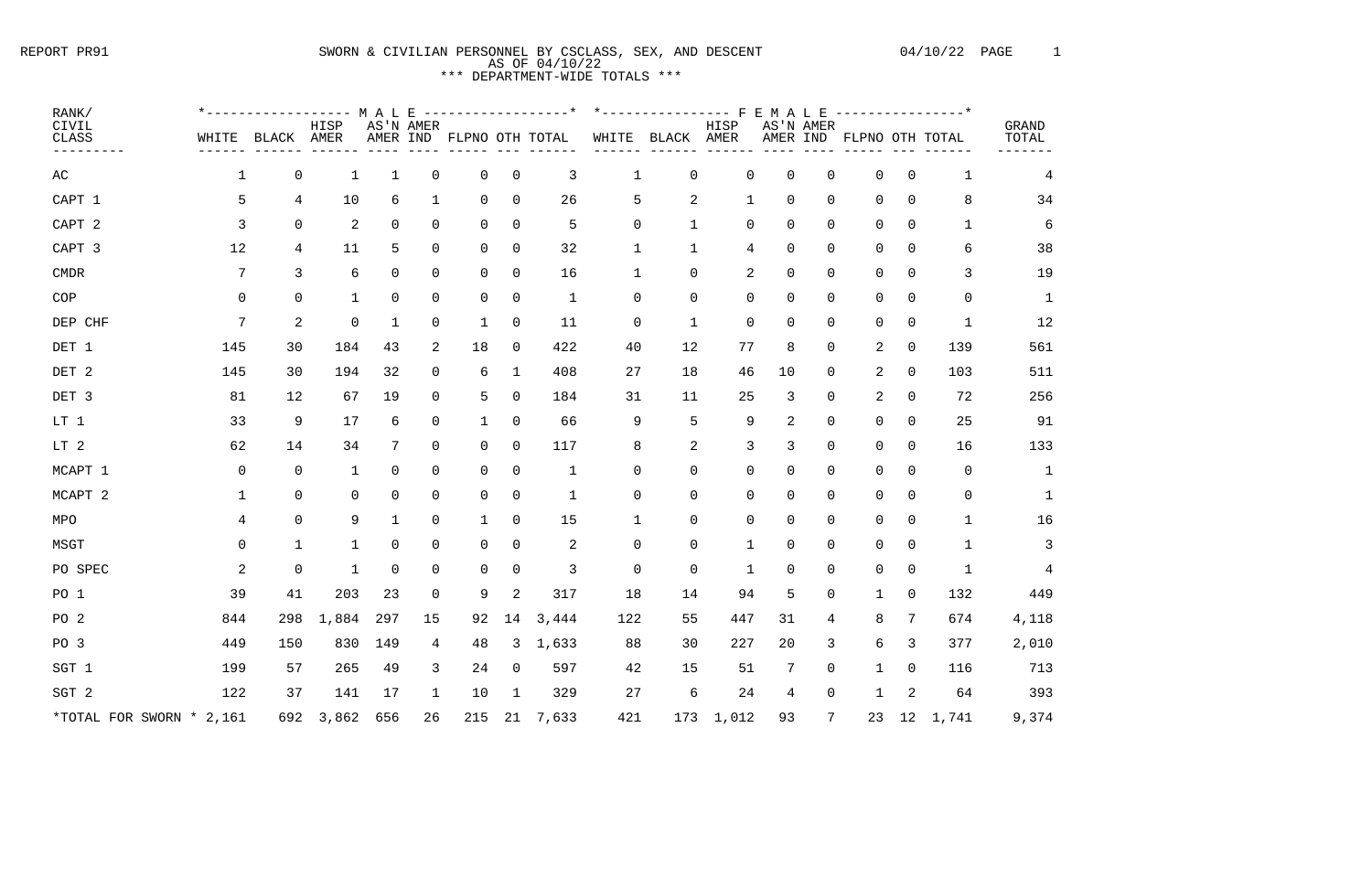REPORT PR91

# SWORN & CIVILIAN PERSONNEL BY CSCLASS, SEX, AND DESCENT

AS OF 04/10/22

04/10/22

## *** DEPARTMENT-WIDE TOTALS ***

| RANK/ CIVIL CLASS | MALE WHITE | MALE BLACK | MALE HISP AMER | MALE AS'N AMER | MALE AMER IND | MALE FLPNO | MALE OTH | MALE TOTAL | FEMALE WHITE | FEMALE BLACK | FEMALE HISP AMER | FEMALE AS'N AMER | FEMALE AMER IND | FEMALE FLPNO | FEMALE OTH | FEMALE TOTAL | GRAND TOTAL |
|---|---|---|---|---|---|---|---|---|---|---|---|---|---|---|---|---|---|
| AC | 1 | 0 | 1 | 1 | 0 | 0 | 0 | 3 | 1 | 0 | 0 | 0 | 0 | 0 | 0 | 1 | 4 |
| CAPT 1 | 5 | 4 | 10 | 6 | 1 | 0 | 0 | 26 | 5 | 2 | 1 | 0 | 0 | 0 | 0 | 8 | 34 |
| CAPT 2 | 3 | 0 | 2 | 0 | 0 | 0 | 0 | 5 | 0 | 1 | 0 | 0 | 0 | 0 | 0 | 1 | 6 |
| CAPT 3 | 12 | 4 | 11 | 5 | 0 | 0 | 0 | 32 | 1 | 1 | 4 | 0 | 0 | 0 | 0 | 6 | 38 |
| CMDR | 7 | 3 | 6 | 0 | 0 | 0 | 0 | 16 | 1 | 0 | 2 | 0 | 0 | 0 | 0 | 3 | 19 |
| COP | 0 | 0 | 1 | 0 | 0 | 0 | 0 | 1 | 0 | 0 | 0 | 0 | 0 | 0 | 0 | 0 | 1 |
| DEP CHF | 7 | 2 | 0 | 1 | 0 | 1 | 0 | 11 | 0 | 1 | 0 | 0 | 0 | 0 | 0 | 1 | 12 |
| DET 1 | 145 | 30 | 184 | 43 | 2 | 18 | 0 | 422 | 40 | 12 | 77 | 8 | 0 | 2 | 0 | 139 | 561 |
| DET 2 | 145 | 30 | 194 | 32 | 0 | 6 | 1 | 408 | 27 | 18 | 46 | 10 | 0 | 2 | 0 | 103 | 511 |
| DET 3 | 81 | 12 | 67 | 19 | 0 | 5 | 0 | 184 | 31 | 11 | 25 | 3 | 0 | 2 | 0 | 72 | 256 |
| LT 1 | 33 | 9 | 17 | 6 | 0 | 1 | 0 | 66 | 9 | 5 | 9 | 2 | 0 | 0 | 0 | 25 | 91 |
| LT 2 | 62 | 14 | 34 | 7 | 0 | 0 | 0 | 117 | 8 | 2 | 3 | 3 | 0 | 0 | 0 | 16 | 133 |
| MCAPT 1 | 0 | 0 | 1 | 0 | 0 | 0 | 0 | 1 | 0 | 0 | 0 | 0 | 0 | 0 | 0 | 0 | 1 |
| MCAPT 2 | 1 | 0 | 0 | 0 | 0 | 0 | 0 | 1 | 0 | 0 | 0 | 0 | 0 | 0 | 0 | 0 | 1 |
| MPO | 4 | 0 | 9 | 1 | 0 | 1 | 0 | 15 | 1 | 0 | 0 | 0 | 0 | 0 | 0 | 1 | 16 |
| MSGT | 0 | 1 | 1 | 0 | 0 | 0 | 0 | 2 | 0 | 0 | 1 | 0 | 0 | 0 | 0 | 1 | 3 |
| PO SPEC | 2 | 0 | 1 | 0 | 0 | 0 | 0 | 3 | 0 | 0 | 1 | 0 | 0 | 0 | 0 | 1 | 4 |
| PO 1 | 39 | 41 | 203 | 23 | 0 | 9 | 2 | 317 | 18 | 14 | 94 | 5 | 0 | 1 | 0 | 132 | 449 |
| PO 2 | 844 | 298 | 1,884 | 297 | 15 | 92 | 14 | 3,444 | 122 | 55 | 447 | 31 | 4 | 8 | 7 | 674 | 4,118 |
| PO 3 | 449 | 150 | 830 | 149 | 4 | 48 | 3 | 1,633 | 88 | 30 | 227 | 20 | 3 | 6 | 3 | 377 | 2,010 |
| SGT 1 | 199 | 57 | 265 | 49 | 3 | 24 | 0 | 597 | 42 | 15 | 51 | 7 | 0 | 1 | 0 | 116 | 713 |
| SGT 2 | 122 | 37 | 141 | 17 | 1 | 10 | 1 | 329 | 27 | 6 | 24 | 4 | 0 | 1 | 2 | 64 | 393 |
| *TOTAL FOR SWORN * | 2,161 | 692 | 3,862 | 656 | 26 | 215 | 21 | 7,633 | 421 | 173 | 1,012 | 93 | 7 | 23 | 12 | 1,741 | 9,374 |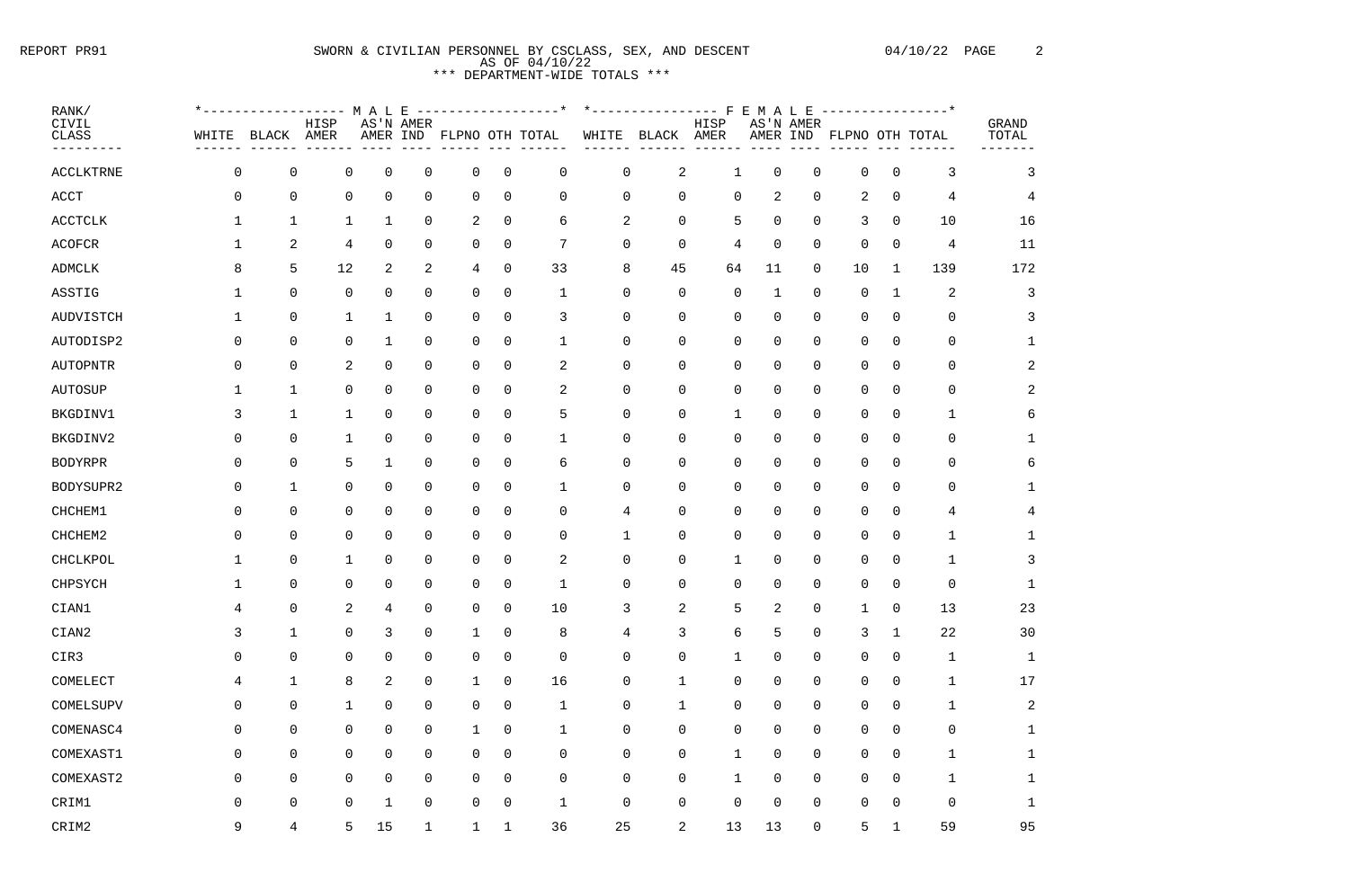REPORT PR91 SWORN & CIVILIAN PERSONNEL BY CSCLASS, SEX, AND DESCENT 04/10/22

AS OF 04/10/22

*** DEPARTMENT-WIDE TOTALS ***

| RANK/ CIVIL CLASS | MALE | | | | | | | | FEMALE | | | | | | | | GRAND TOTAL |
|---|---|---|---|---|---|---|---|---|---|---|---|---|---|---|---|---|---|
| | WHITE | BLACK | HISP AMER | AS'N AMER | AMER IND | FLPNO | OTH | TOTAL | WHITE | BLACK | HISP AMER | AS'N AMER | AMER IND | FLPNO | OTH | TOTAL | |
| ACCLKTRNE | 0 | 0 | 0 | 0 | 0 | 0 | 0 | 0 | 0 | 2 | 1 | 0 | 0 | 0 | 0 | 3 | 3 |
| ACCT | 0 | 0 | 0 | 0 | 0 | 0 | 0 | 0 | 0 | 0 | 0 | 2 | 0 | 2 | 0 | 4 | 4 |
| ACCTCLK | 1 | 1 | 1 | 1 | 0 | 2 | 0 | 6 | 2 | 0 | 5 | 0 | 0 | 3 | 0 | 10 | 16 |
| ACOFCR | 1 | 2 | 4 | 0 | 0 | 0 | 0 | 7 | 0 | 0 | 4 | 0 | 0 | 0 | 0 | 4 | 11 |
| ADMCLK | 8 | 5 | 12 | 2 | 2 | 4 | 0 | 33 | 8 | 45 | 64 | 11 | 0 | 10 | 1 | 139 | 172 |
| ASSTIG | 1 | 0 | 0 | 0 | 0 | 0 | 0 | 1 | 0 | 0 | 0 | 1 | 0 | 0 | 1 | 2 | 3 |
| AUDVISTCH | 1 | 0 | 1 | 1 | 0 | 0 | 0 | 3 | 0 | 0 | 0 | 0 | 0 | 0 | 0 | 0 | 3 |
| AUTODISP2 | 0 | 0 | 0 | 1 | 0 | 0 | 0 | 1 | 0 | 0 | 0 | 0 | 0 | 0 | 0 | 0 | 1 |
| AUTOPNTR | 0 | 0 | 2 | 0 | 0 | 0 | 0 | 2 | 0 | 0 | 0 | 0 | 0 | 0 | 0 | 0 | 2 |
| AUTOSUP | 1 | 1 | 0 | 0 | 0 | 0 | 0 | 2 | 0 | 0 | 0 | 0 | 0 | 0 | 0 | 0 | 2 |
| BKGDINV1 | 3 | 1 | 1 | 0 | 0 | 0 | 0 | 5 | 0 | 0 | 1 | 0 | 0 | 0 | 0 | 1 | 6 |
| BKGDINV2 | 0 | 0 | 1 | 0 | 0 | 0 | 0 | 1 | 0 | 0 | 0 | 0 | 0 | 0 | 0 | 0 | 1 |
| BODYRPR | 0 | 0 | 5 | 1 | 0 | 0 | 0 | 6 | 0 | 0 | 0 | 0 | 0 | 0 | 0 | 0 | 6 |
| BODYSUPR2 | 0 | 1 | 0 | 0 | 0 | 0 | 0 | 1 | 0 | 0 | 0 | 0 | 0 | 0 | 0 | 0 | 1 |
| CHCHEM1 | 0 | 0 | 0 | 0 | 0 | 0 | 0 | 0 | 4 | 0 | 0 | 0 | 0 | 0 | 0 | 4 | 4 |
| CHCHEM2 | 0 | 0 | 0 | 0 | 0 | 0 | 0 | 0 | 1 | 0 | 0 | 0 | 0 | 0 | 0 | 1 | 1 |
| CHCLKPOL | 1 | 0 | 1 | 0 | 0 | 0 | 0 | 2 | 0 | 0 | 1 | 0 | 0 | 0 | 0 | 1 | 3 |
| CHPSYCH | 1 | 0 | 0 | 0 | 0 | 0 | 0 | 1 | 0 | 0 | 0 | 0 | 0 | 0 | 0 | 0 | 1 |
| CIAN1 | 4 | 0 | 2 | 4 | 0 | 0 | 0 | 10 | 3 | 2 | 5 | 2 | 0 | 1 | 0 | 13 | 23 |
| CIAN2 | 3 | 1 | 0 | 3 | 0 | 1 | 0 | 8 | 4 | 3 | 6 | 5 | 0 | 3 | 1 | 22 | 30 |
| CIR3 | 0 | 0 | 0 | 0 | 0 | 0 | 0 | 0 | 0 | 0 | 1 | 0 | 0 | 0 | 0 | 1 | 1 |
| COMELECT | 4 | 1 | 8 | 2 | 0 | 1 | 0 | 16 | 0 | 1 | 0 | 0 | 0 | 0 | 0 | 1 | 17 |
| COMELSUPV | 0 | 0 | 1 | 0 | 0 | 0 | 0 | 1 | 0 | 1 | 0 | 0 | 0 | 0 | 0 | 1 | 2 |
| COMENASC4 | 0 | 0 | 0 | 0 | 0 | 1 | 0 | 1 | 0 | 0 | 0 | 0 | 0 | 0 | 0 | 0 | 1 |
| COMEXAST1 | 0 | 0 | 0 | 0 | 0 | 0 | 0 | 0 | 0 | 0 | 1 | 0 | 0 | 0 | 0 | 1 | 1 |
| COMEXAST2 | 0 | 0 | 0 | 0 | 0 | 0 | 0 | 0 | 0 | 0 | 1 | 0 | 0 | 0 | 0 | 1 | 1 |
| CRIM1 | 0 | 0 | 0 | 1 | 0 | 0 | 0 | 1 | 0 | 0 | 0 | 0 | 0 | 0 | 0 | 0 | 1 |
| CRIM2 | 9 | 4 | 5 | 15 | 1 | 1 | 1 | 36 | 25 | 2 | 13 | 13 | 0 | 5 | 1 | 59 | 95 |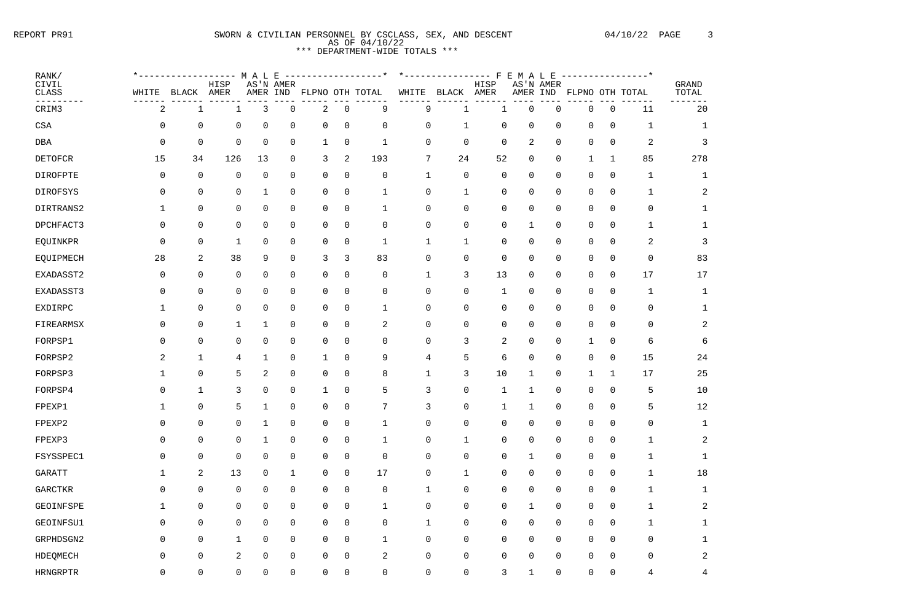REPORT PR91

# SWORN & CIVILIAN PERSONNEL BY CSCLASS, SEX, AND DESCENT
AS OF 04/10/22
*** DEPARTMENT-WIDE TOTALS ***

04/10/22

| RANK/ CIVIL CLASS | MALE WHITE | MALE BLACK | MALE HISP AMER | MALE AS'N AMER | MALE AMER IND | MALE FLPNO | MALE OTH | MALE TOTAL | FEMALE WHITE | FEMALE BLACK | FEMALE HISP AMER | FEMALE AS'N AMER | FEMALE AMER IND | FEMALE FLPNO | FEMALE OTH | FEMALE TOTAL | GRAND TOTAL |
|---|---|---|---|---|---|---|---|---|---|---|---|---|---|---|---|---|---|
| CRIM3 | 2 | 1 | 1 | 3 | 0 | 2 | 0 | 9 | 9 | 1 | 1 | 0 | 0 | 0 | 0 | 11 | 20 |
| CSA | 0 | 0 | 0 | 0 | 0 | 0 | 0 | 0 | 0 | 1 | 0 | 0 | 0 | 0 | 0 | 1 | 1 |
| DBA | 0 | 0 | 0 | 0 | 0 | 1 | 0 | 1 | 0 | 0 | 0 | 2 | 0 | 0 | 0 | 2 | 3 |
| DETOFCR | 15 | 34 | 126 | 13 | 0 | 3 | 2 | 193 | 7 | 24 | 52 | 0 | 0 | 1 | 1 | 85 | 278 |
| DIROFPTE | 0 | 0 | 0 | 0 | 0 | 0 | 0 | 0 | 1 | 0 | 0 | 0 | 0 | 0 | 0 | 1 | 1 |
| DIROFSYS | 0 | 0 | 0 | 1 | 0 | 0 | 0 | 1 | 0 | 1 | 0 | 0 | 0 | 0 | 0 | 1 | 2 |
| DIRTRANS2 | 1 | 0 | 0 | 0 | 0 | 0 | 0 | 1 | 0 | 0 | 0 | 0 | 0 | 0 | 0 | 0 | 1 |
| DPCHFACT3 | 0 | 0 | 0 | 0 | 0 | 0 | 0 | 0 | 0 | 0 | 0 | 1 | 0 | 0 | 0 | 1 | 1 |
| EQUINKPR | 0 | 0 | 1 | 0 | 0 | 0 | 0 | 1 | 1 | 1 | 0 | 0 | 0 | 0 | 0 | 2 | 3 |
| EQUIPMECH | 28 | 2 | 38 | 9 | 0 | 3 | 3 | 83 | 0 | 0 | 0 | 0 | 0 | 0 | 0 | 0 | 83 |
| EXADASST2 | 0 | 0 | 0 | 0 | 0 | 0 | 0 | 0 | 1 | 3 | 13 | 0 | 0 | 0 | 0 | 17 | 17 |
| EXADASST3 | 0 | 0 | 0 | 0 | 0 | 0 | 0 | 0 | 0 | 0 | 1 | 0 | 0 | 0 | 0 | 1 | 1 |
| EXDIRPC | 1 | 0 | 0 | 0 | 0 | 0 | 0 | 1 | 0 | 0 | 0 | 0 | 0 | 0 | 0 | 0 | 1 |
| FIREARMSX | 0 | 0 | 1 | 1 | 0 | 0 | 0 | 2 | 0 | 0 | 0 | 0 | 0 | 0 | 0 | 0 | 2 |
| FORPSP1 | 0 | 0 | 0 | 0 | 0 | 0 | 0 | 0 | 0 | 3 | 2 | 0 | 0 | 1 | 0 | 6 | 6 |
| FORPSP2 | 2 | 1 | 4 | 1 | 0 | 1 | 0 | 9 | 4 | 5 | 6 | 0 | 0 | 0 | 0 | 15 | 24 |
| FORPSP3 | 1 | 0 | 5 | 2 | 0 | 0 | 0 | 8 | 1 | 3 | 10 | 1 | 0 | 1 | 1 | 17 | 25 |
| FORPSP4 | 0 | 1 | 3 | 0 | 0 | 1 | 0 | 5 | 3 | 0 | 1 | 1 | 0 | 0 | 0 | 5 | 10 |
| FPEXP1 | 1 | 0 | 5 | 1 | 0 | 0 | 0 | 7 | 3 | 0 | 1 | 1 | 0 | 0 | 0 | 5 | 12 |
| FPEXP2 | 0 | 0 | 0 | 1 | 0 | 0 | 0 | 1 | 0 | 0 | 0 | 0 | 0 | 0 | 0 | 0 | 1 |
| FPEXP3 | 0 | 0 | 0 | 1 | 0 | 0 | 0 | 1 | 0 | 1 | 0 | 0 | 0 | 0 | 0 | 1 | 2 |
| FSYSSPEC1 | 0 | 0 | 0 | 0 | 0 | 0 | 0 | 0 | 0 | 0 | 0 | 1 | 0 | 0 | 0 | 1 | 1 |
| GARATT | 1 | 2 | 13 | 0 | 1 | 0 | 0 | 17 | 0 | 1 | 0 | 0 | 0 | 0 | 0 | 1 | 18 |
| GARCTKR | 0 | 0 | 0 | 0 | 0 | 0 | 0 | 0 | 1 | 0 | 0 | 0 | 0 | 0 | 0 | 1 | 1 |
| GEOINFSPE | 1 | 0 | 0 | 0 | 0 | 0 | 0 | 1 | 0 | 0 | 0 | 1 | 0 | 0 | 0 | 1 | 2 |
| GEOINFSU1 | 0 | 0 | 0 | 0 | 0 | 0 | 0 | 0 | 1 | 0 | 0 | 0 | 0 | 0 | 0 | 1 | 1 |
| GRPHDSGN2 | 0 | 0 | 1 | 0 | 0 | 0 | 0 | 1 | 0 | 0 | 0 | 0 | 0 | 0 | 0 | 0 | 1 |
| HDEQMECH | 0 | 0 | 2 | 0 | 0 | 0 | 0 | 2 | 0 | 0 | 0 | 0 | 0 | 0 | 0 | 0 | 2 |
| HRNGRPTR | 0 | 0 | 0 | 0 | 0 | 0 | 0 | 0 | 0 | 0 | 3 | 1 | 0 | 0 | 0 | 4 | 4 |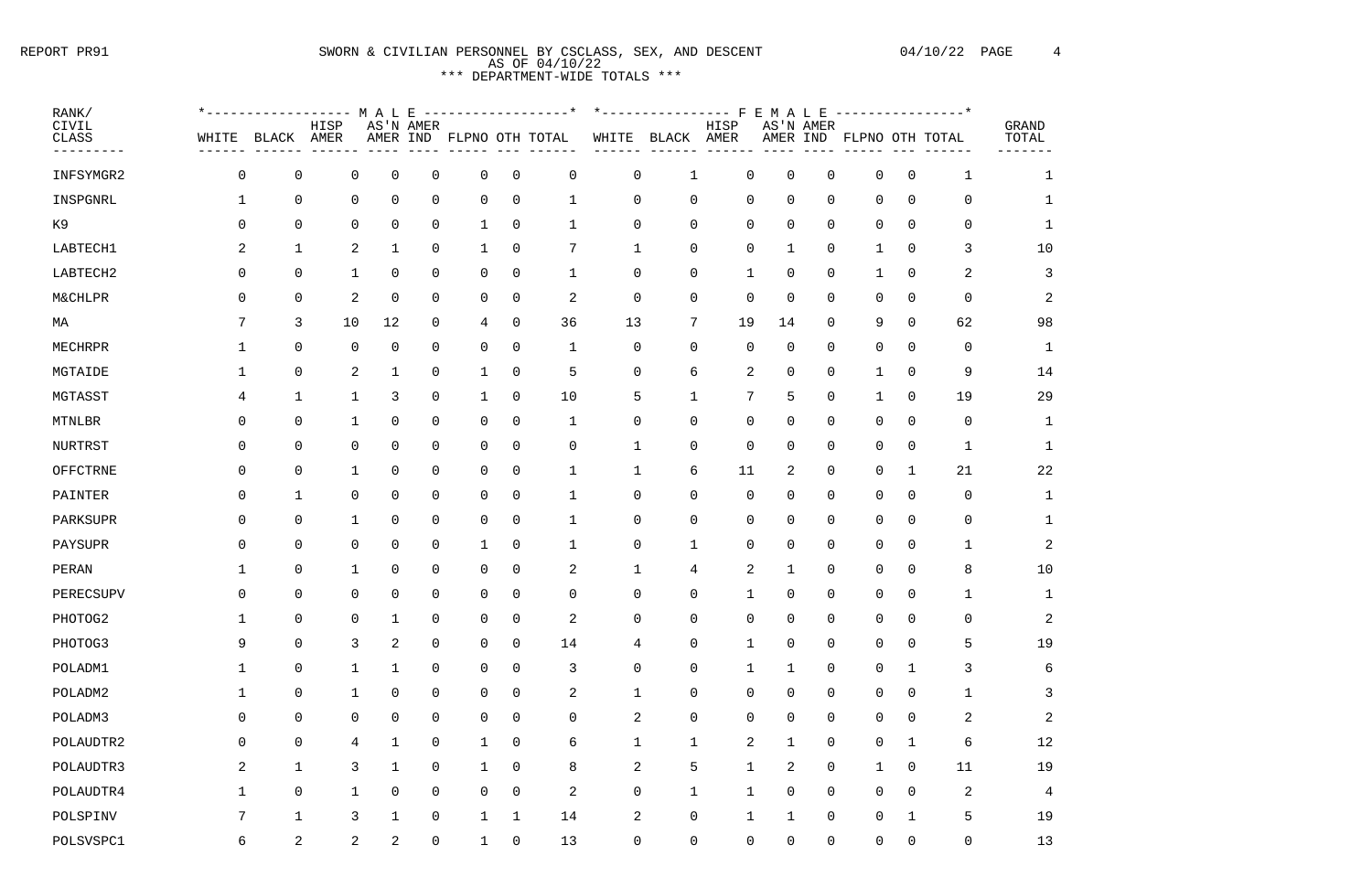REPORT PR91

# SWORN & CIVILIAN PERSONNEL BY CSCLASS, SEX, AND DESCENT
AS OF 04/10/22
*** DEPARTMENT-WIDE TOTALS ***

04/10/22

| RANK/ CIVIL CLASS | MALE | | | | | | | | FEMALE | | | | | | | | GRAND TOTAL |
|---|---|---|---|---|---|---|---|---|---|---|---|---|---|---|---|---|---|
| | WHITE | BLACK | HISP AMER | AS'N AMER | AMER IND | FLPNO | OTH | TOTAL | WHITE | BLACK | HISP AMER | AS'N AMER | AMER IND | FLPNO | OTH | TOTAL | |
| INFSYMGR2 | 0 | 0 | 0 | 0 | 0 | 0 | 0 | 0 | 0 | 1 | 0 | 0 | 0 | 0 | 0 | 1 | 1 |
| INSPGNRL | 1 | 0 | 0 | 0 | 0 | 0 | 0 | 1 | 0 | 0 | 0 | 0 | 0 | 0 | 0 | 0 | 1 |
| K9 | 0 | 0 | 0 | 0 | 0 | 1 | 0 | 1 | 0 | 0 | 0 | 0 | 0 | 0 | 0 | 0 | 1 |
| LABTECH1 | 2 | 1 | 2 | 1 | 0 | 1 | 0 | 7 | 1 | 0 | 0 | 1 | 0 | 1 | 0 | 3 | 10 |
| LABTECH2 | 0 | 0 | 1 | 0 | 0 | 0 | 0 | 1 | 0 | 0 | 1 | 0 | 0 | 1 | 0 | 2 | 3 |
| M&CHLPR | 0 | 0 | 2 | 0 | 0 | 0 | 0 | 2 | 0 | 0 | 0 | 0 | 0 | 0 | 0 | 0 | 2 |
| MA | 7 | 3 | 10 | 12 | 0 | 4 | 0 | 36 | 13 | 7 | 19 | 14 | 0 | 9 | 0 | 62 | 98 |
| MECHRPR | 1 | 0 | 0 | 0 | 0 | 0 | 0 | 1 | 0 | 0 | 0 | 0 | 0 | 0 | 0 | 0 | 1 |
| MGTAIDE | 1 | 0 | 2 | 1 | 0 | 1 | 0 | 5 | 0 | 6 | 2 | 0 | 0 | 1 | 0 | 9 | 14 |
| MGTASST | 4 | 1 | 1 | 3 | 0 | 1 | 0 | 10 | 5 | 1 | 7 | 5 | 0 | 1 | 0 | 19 | 29 |
| MTNLBR | 0 | 0 | 1 | 0 | 0 | 0 | 0 | 1 | 0 | 0 | 0 | 0 | 0 | 0 | 0 | 0 | 1 |
| NURTRST | 0 | 0 | 0 | 0 | 0 | 0 | 0 | 0 | 1 | 0 | 0 | 0 | 0 | 0 | 0 | 1 | 1 |
| OFFCTRNE | 0 | 0 | 1 | 0 | 0 | 0 | 0 | 1 | 1 | 6 | 11 | 2 | 0 | 0 | 1 | 21 | 22 |
| PAINTER | 0 | 1 | 0 | 0 | 0 | 0 | 0 | 1 | 0 | 0 | 0 | 0 | 0 | 0 | 0 | 0 | 1 |
| PARKSUPR | 0 | 0 | 1 | 0 | 0 | 0 | 0 | 1 | 0 | 0 | 0 | 0 | 0 | 0 | 0 | 0 | 1 |
| PAYSUPR | 0 | 0 | 0 | 0 | 0 | 1 | 0 | 1 | 0 | 1 | 0 | 0 | 0 | 0 | 0 | 1 | 2 |
| PERAN | 1 | 0 | 1 | 0 | 0 | 0 | 0 | 2 | 1 | 4 | 2 | 1 | 0 | 0 | 0 | 8 | 10 |
| PERECSUPV | 0 | 0 | 0 | 0 | 0 | 0 | 0 | 0 | 0 | 0 | 1 | 0 | 0 | 0 | 0 | 1 | 1 |
| PHOTOG2 | 1 | 0 | 0 | 1 | 0 | 0 | 0 | 2 | 0 | 0 | 0 | 0 | 0 | 0 | 0 | 0 | 2 |
| PHOTOG3 | 9 | 0 | 3 | 2 | 0 | 0 | 0 | 14 | 4 | 0 | 1 | 0 | 0 | 0 | 0 | 5 | 19 |
| POLADM1 | 1 | 0 | 1 | 1 | 0 | 0 | 0 | 3 | 0 | 0 | 1 | 1 | 0 | 0 | 1 | 3 | 6 |
| POLADM2 | 1 | 0 | 1 | 0 | 0 | 0 | 0 | 2 | 1 | 0 | 0 | 0 | 0 | 0 | 0 | 1 | 3 |
| POLADM3 | 0 | 0 | 0 | 0 | 0 | 0 | 0 | 0 | 2 | 0 | 0 | 0 | 0 | 0 | 0 | 2 | 2 |
| POLAUDTR2 | 0 | 0 | 4 | 1 | 0 | 1 | 0 | 6 | 1 | 1 | 2 | 1 | 0 | 0 | 1 | 6 | 12 |
| POLAUDTR3 | 2 | 1 | 3 | 1 | 0 | 1 | 0 | 8 | 2 | 5 | 1 | 2 | 0 | 1 | 0 | 11 | 19 |
| POLAUDTR4 | 1 | 0 | 1 | 0 | 0 | 0 | 0 | 2 | 0 | 1 | 1 | 0 | 0 | 0 | 0 | 2 | 4 |
| POLSPINV | 7 | 1 | 3 | 1 | 0 | 1 | 1 | 14 | 2 | 0 | 1 | 1 | 0 | 0 | 1 | 5 | 19 |
| POLSVSPC1 | 6 | 2 | 2 | 2 | 0 | 1 | 0 | 13 | 0 | 0 | 0 | 0 | 0 | 0 | 0 | 0 | 13 |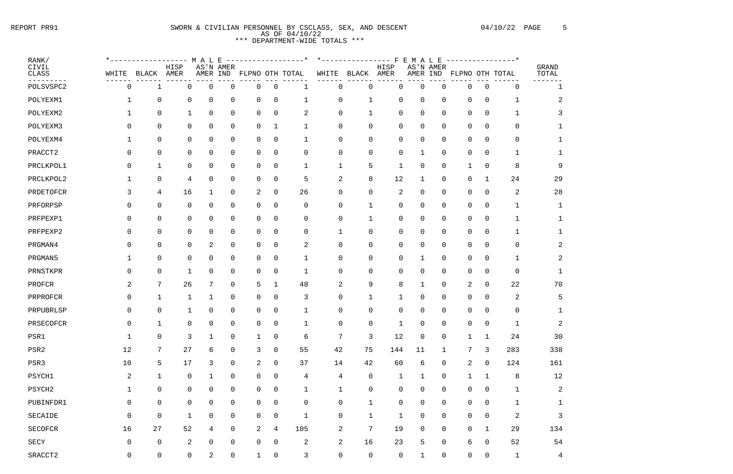REPORT PR91

# SWORN & CIVILIAN PERSONNEL BY CSCLASS, SEX, AND DESCENT

AS OF 04/10/22

*** DEPARTMENT-WIDE TOTALS ***

| RANK/ CIVIL CLASS | MALE WHITE | MALE BLACK | MALE HISP AMER | MALE AS'N AMER | MALE AMER IND | MALE FLPNO | MALE OTH | MALE TOTAL | FEMALE WHITE | FEMALE BLACK | FEMALE HISP AMER | FEMALE AS'N AMER | FEMALE AMER IND | FEMALE FLPNO | FEMALE OTH | FEMALE TOTAL | GRAND TOTAL |
|---|---|---|---|---|---|---|---|---|---|---|---|---|---|---|---|---|---|
| POLSVSPC2 | 0 | 1 | 0 | 0 | 0 | 0 | 0 | 1 | 0 | 0 | 0 | 0 | 0 | 0 | 0 | 0 | 1 |
| POLYEXM1 | 1 | 0 | 0 | 0 | 0 | 0 | 0 | 1 | 0 | 1 | 0 | 0 | 0 | 0 | 0 | 1 | 2 |
| POLYEXM2 | 1 | 0 | 1 | 0 | 0 | 0 | 0 | 2 | 0 | 1 | 0 | 0 | 0 | 0 | 0 | 1 | 3 |
| POLYEXM3 | 0 | 0 | 0 | 0 | 0 | 0 | 1 | 1 | 0 | 0 | 0 | 0 | 0 | 0 | 0 | 0 | 1 |
| POLYEXM4 | 1 | 0 | 0 | 0 | 0 | 0 | 0 | 1 | 0 | 0 | 0 | 0 | 0 | 0 | 0 | 0 | 1 |
| PRACCT2 | 0 | 0 | 0 | 0 | 0 | 0 | 0 | 0 | 0 | 0 | 0 | 1 | 0 | 0 | 0 | 1 | 1 |
| PRCLKPOL1 | 0 | 1 | 0 | 0 | 0 | 0 | 0 | 1 | 1 | 5 | 1 | 0 | 0 | 1 | 0 | 8 | 9 |
| PRCLKPOL2 | 1 | 0 | 4 | 0 | 0 | 0 | 0 | 5 | 2 | 8 | 12 | 1 | 0 | 0 | 1 | 24 | 29 |
| PRDETOFCR | 3 | 4 | 16 | 1 | 0 | 2 | 0 | 26 | 0 | 0 | 2 | 0 | 0 | 0 | 0 | 2 | 28 |
| PRFORPSP | 0 | 0 | 0 | 0 | 0 | 0 | 0 | 0 | 0 | 1 | 0 | 0 | 0 | 0 | 0 | 1 | 1 |
| PRFPEXP1 | 0 | 0 | 0 | 0 | 0 | 0 | 0 | 0 | 0 | 1 | 0 | 0 | 0 | 0 | 0 | 1 | 1 |
| PRFPEXP2 | 0 | 0 | 0 | 0 | 0 | 0 | 0 | 0 | 1 | 0 | 0 | 0 | 0 | 0 | 0 | 1 | 1 |
| PRGMAN4 | 0 | 0 | 0 | 2 | 0 | 0 | 0 | 2 | 0 | 0 | 0 | 0 | 0 | 0 | 0 | 0 | 2 |
| PRGMAN5 | 1 | 0 | 0 | 0 | 0 | 0 | 0 | 1 | 0 | 0 | 0 | 1 | 0 | 0 | 0 | 1 | 2 |
| PRNSTKPR | 0 | 0 | 1 | 0 | 0 | 0 | 0 | 1 | 0 | 0 | 0 | 0 | 0 | 0 | 0 | 0 | 1 |
| PROFCR | 2 | 7 | 26 | 7 | 0 | 5 | 1 | 48 | 2 | 9 | 8 | 1 | 0 | 2 | 0 | 22 | 70 |
| PRPROFCR | 0 | 1 | 1 | 1 | 0 | 0 | 0 | 3 | 0 | 1 | 1 | 0 | 0 | 0 | 0 | 2 | 5 |
| PRPUBRLSP | 0 | 0 | 1 | 0 | 0 | 0 | 0 | 1 | 0 | 0 | 0 | 0 | 0 | 0 | 0 | 0 | 1 |
| PRSECOFCR | 0 | 1 | 0 | 0 | 0 | 0 | 0 | 1 | 0 | 0 | 1 | 0 | 0 | 0 | 0 | 1 | 2 |
| PSR1 | 1 | 0 | 3 | 1 | 0 | 1 | 0 | 6 | 7 | 3 | 12 | 0 | 0 | 1 | 1 | 24 | 30 |
| PSR2 | 12 | 7 | 27 | 6 | 0 | 3 | 0 | 55 | 42 | 75 | 144 | 11 | 1 | 7 | 3 | 283 | 338 |
| PSR3 | 10 | 5 | 17 | 3 | 0 | 2 | 0 | 37 | 14 | 42 | 60 | 6 | 0 | 2 | 0 | 124 | 161 |
| PSYCH1 | 2 | 1 | 0 | 1 | 0 | 0 | 0 | 4 | 4 | 0 | 1 | 1 | 0 | 1 | 1 | 8 | 12 |
| PSYCH2 | 1 | 0 | 0 | 0 | 0 | 0 | 0 | 1 | 1 | 0 | 0 | 0 | 0 | 0 | 0 | 1 | 2 |
| PUBINFDR1 | 0 | 0 | 0 | 0 | 0 | 0 | 0 | 0 | 0 | 1 | 0 | 0 | 0 | 0 | 0 | 1 | 1 |
| SECAIDE | 0 | 0 | 1 | 0 | 0 | 0 | 0 | 1 | 0 | 1 | 1 | 0 | 0 | 0 | 0 | 2 | 3 |
| SECOFCR | 16 | 27 | 52 | 4 | 0 | 2 | 4 | 105 | 2 | 7 | 19 | 0 | 0 | 0 | 1 | 29 | 134 |
| SECY | 0 | 0 | 2 | 0 | 0 | 0 | 0 | 2 | 2 | 16 | 23 | 5 | 0 | 6 | 0 | 52 | 54 |
| SRACCT2 | 0 | 0 | 0 | 2 | 0 | 1 | 0 | 3 | 0 | 0 | 0 | 1 | 0 | 0 | 0 | 1 | 4 |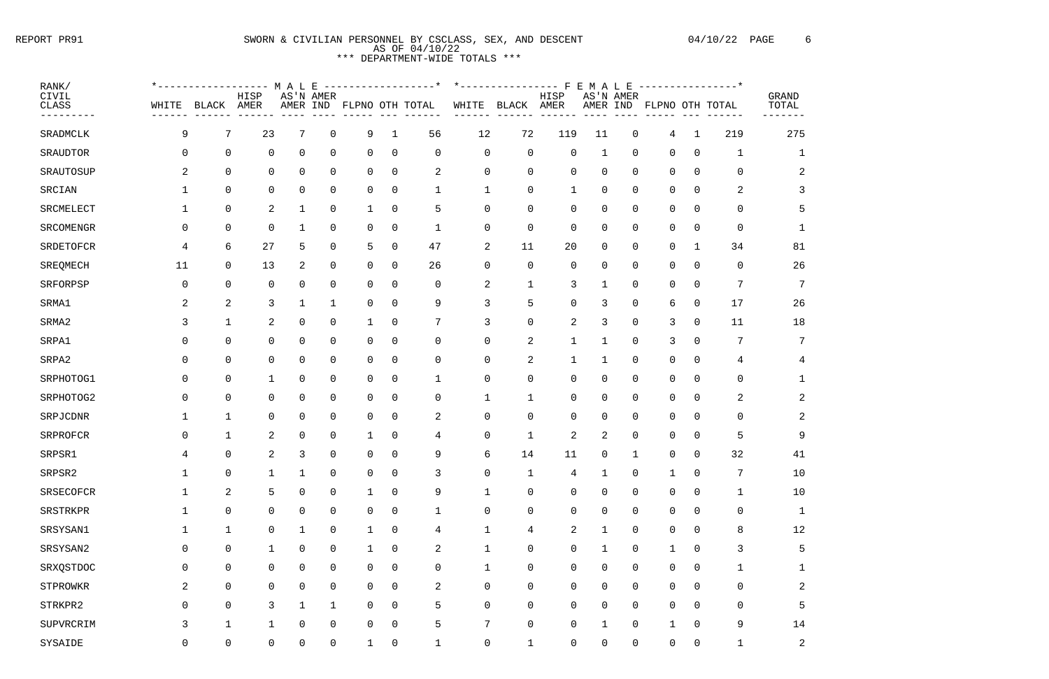SWORN & CIVILIAN PERSONNEL BY CSCLASS, SEX, AND DESCENT
AS OF 04/10/22
*** DEPARTMENT-WIDE TOTALS ***

| RANK/ CIVIL CLASS | MALE WHITE | MALE BLACK | MALE HISP AMER | MALE AS'N AMER | MALE AMER IND | MALE FLPNO | MALE OTH | MALE TOTAL | FEMALE WHITE | FEMALE BLACK | FEMALE HISP AMER | FEMALE AS'N AMER | FEMALE AMER IND | FEMALE FLPNO | FEMALE OTH | FEMALE TOTAL | GRAND TOTAL |
|---|---|---|---|---|---|---|---|---|---|---|---|---|---|---|---|---|---|
| SRADMCLK | 9 | 7 | 23 | 7 | 0 | 9 | 1 | 56 | 12 | 72 | 119 | 11 | 0 | 4 | 1 | 219 | 275 |
| SRAUDTOR | 0 | 0 | 0 | 0 | 0 | 0 | 0 | 0 | 0 | 0 | 0 | 1 | 0 | 0 | 0 | 1 | 1 |
| SRAUTOSUP | 2 | 0 | 0 | 0 | 0 | 0 | 0 | 2 | 0 | 0 | 0 | 0 | 0 | 0 | 0 | 0 | 2 |
| SRCIAN | 1 | 0 | 0 | 0 | 0 | 0 | 0 | 1 | 1 | 0 | 1 | 0 | 0 | 0 | 0 | 2 | 3 |
| SRCMELECT | 1 | 0 | 2 | 1 | 0 | 1 | 0 | 5 | 0 | 0 | 0 | 0 | 0 | 0 | 0 | 0 | 5 |
| SRCOMENGR | 0 | 0 | 0 | 1 | 0 | 0 | 0 | 1 | 0 | 0 | 0 | 0 | 0 | 0 | 0 | 0 | 1 |
| SRDETOFCR | 4 | 6 | 27 | 5 | 0 | 5 | 0 | 47 | 2 | 11 | 20 | 0 | 0 | 0 | 1 | 34 | 81 |
| SREQMECH | 11 | 0 | 13 | 2 | 0 | 0 | 0 | 26 | 0 | 0 | 0 | 0 | 0 | 0 | 0 | 0 | 26 |
| SRFORPSP | 0 | 0 | 0 | 0 | 0 | 0 | 0 | 0 | 2 | 1 | 3 | 1 | 0 | 0 | 0 | 7 | 7 |
| SRMA1 | 2 | 2 | 3 | 1 | 1 | 0 | 0 | 9 | 3 | 5 | 0 | 3 | 0 | 6 | 0 | 17 | 26 |
| SRMA2 | 3 | 1 | 2 | 0 | 0 | 1 | 0 | 7 | 3 | 0 | 2 | 3 | 0 | 3 | 0 | 11 | 18 |
| SRPA1 | 0 | 0 | 0 | 0 | 0 | 0 | 0 | 0 | 0 | 2 | 1 | 1 | 0 | 3 | 0 | 7 | 7 |
| SRPA2 | 0 | 0 | 0 | 0 | 0 | 0 | 0 | 0 | 0 | 2 | 1 | 1 | 0 | 0 | 0 | 4 | 4 |
| SRPHOTOG1 | 0 | 0 | 1 | 0 | 0 | 0 | 0 | 1 | 0 | 0 | 0 | 0 | 0 | 0 | 0 | 0 | 1 |
| SRPHOTOG2 | 0 | 0 | 0 | 0 | 0 | 0 | 0 | 0 | 1 | 1 | 0 | 0 | 0 | 0 | 0 | 2 | 2 |
| SRPJCDNR | 1 | 1 | 0 | 0 | 0 | 0 | 0 | 2 | 0 | 0 | 0 | 0 | 0 | 0 | 0 | 0 | 2 |
| SRPROFCR | 0 | 1 | 2 | 0 | 0 | 1 | 0 | 4 | 0 | 1 | 2 | 2 | 0 | 0 | 0 | 5 | 9 |
| SRPSR1 | 4 | 0 | 2 | 3 | 0 | 0 | 0 | 9 | 6 | 14 | 11 | 0 | 1 | 0 | 0 | 32 | 41 |
| SRPSR2 | 1 | 0 | 1 | 1 | 0 | 0 | 0 | 3 | 0 | 1 | 4 | 1 | 0 | 1 | 0 | 7 | 10 |
| SRSECOFCR | 1 | 2 | 5 | 0 | 0 | 1 | 0 | 9 | 1 | 0 | 0 | 0 | 0 | 0 | 0 | 1 | 10 |
| SRSTRKPR | 1 | 0 | 0 | 0 | 0 | 0 | 0 | 1 | 0 | 0 | 0 | 0 | 0 | 0 | 0 | 0 | 1 |
| SRSYSAN1 | 1 | 1 | 0 | 1 | 0 | 1 | 0 | 4 | 1 | 4 | 2 | 1 | 0 | 0 | 0 | 8 | 12 |
| SRSYSAN2 | 0 | 0 | 1 | 0 | 0 | 1 | 0 | 2 | 1 | 0 | 0 | 1 | 0 | 1 | 0 | 3 | 5 |
| SRXQSTDOC | 0 | 0 | 0 | 0 | 0 | 0 | 0 | 0 | 1 | 0 | 0 | 0 | 0 | 0 | 0 | 1 | 1 |
| STPROWKR | 2 | 0 | 0 | 0 | 0 | 0 | 0 | 2 | 0 | 0 | 0 | 0 | 0 | 0 | 0 | 0 | 2 |
| STRKPR2 | 0 | 0 | 3 | 1 | 1 | 0 | 0 | 5 | 0 | 0 | 0 | 0 | 0 | 0 | 0 | 0 | 5 |
| SUPVRCRIM | 3 | 1 | 1 | 0 | 0 | 0 | 0 | 5 | 7 | 0 | 0 | 1 | 0 | 1 | 0 | 9 | 14 |
| SYSAIDE | 0 | 0 | 0 | 0 | 0 | 1 | 0 | 1 | 0 | 1 | 0 | 0 | 0 | 0 | 0 | 1 | 2 |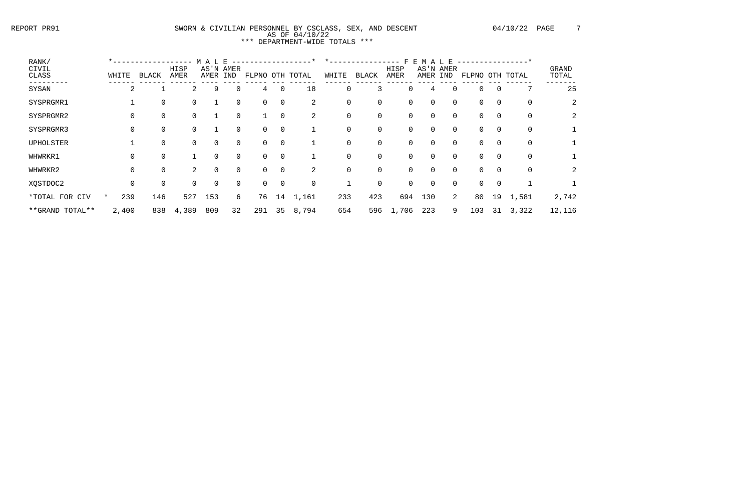REPORT PR91

# SWORN & CIVILIAN PERSONNEL BY CSCLASS, SEX, AND DESCENT

AS OF 04/10/22

*** DEPARTMENT-WIDE TOTALS ***

| RANK/ CIVIL CLASS | MALE WHITE | MALE BLACK | MALE HISP AMER | MALE AS'N AMER | MALE AMER IND | MALE FLPNO | MALE OTH | MALE TOTAL | FEMALE WHITE | FEMALE BLACK | FEMALE HISP AMER | FEMALE AS'N AMER | FEMALE AMER IND | FEMALE FLPNO | FEMALE OTH | FEMALE TOTAL | GRAND TOTAL |
|---|---|---|---|---|---|---|---|---|---|---|---|---|---|---|---|---|---|
| SYSAN | 2 | 1 | 2 | 9 | 0 | 4 | 0 | 18 | 0 | 3 | 0 | 4 | 0 | 0 | 0 | 7 | 25 |
| SYSPRGMR1 | 1 | 0 | 0 | 1 | 0 | 0 | 0 | 2 | 0 | 0 | 0 | 0 | 0 | 0 | 0 | 0 | 2 |
| SYSPRGMR2 | 0 | 0 | 0 | 1 | 0 | 1 | 0 | 2 | 0 | 0 | 0 | 0 | 0 | 0 | 0 | 0 | 2 |
| SYSPRGMR3 | 0 | 0 | 0 | 1 | 0 | 0 | 0 | 1 | 0 | 0 | 0 | 0 | 0 | 0 | 0 | 0 | 1 |
| UPHOLSTER | 1 | 0 | 0 | 0 | 0 | 0 | 0 | 1 | 0 | 0 | 0 | 0 | 0 | 0 | 0 | 0 | 1 |
| WHWRKR1 | 0 | 0 | 1 | 0 | 0 | 0 | 0 | 1 | 0 | 0 | 0 | 0 | 0 | 0 | 0 | 0 | 1 |
| WHWRKR2 | 0 | 0 | 2 | 0 | 0 | 0 | 0 | 2 | 0 | 0 | 0 | 0 | 0 | 0 | 0 | 0 | 2 |
| XQSTDOC2 | 0 | 0 | 0 | 0 | 0 | 0 | 0 | 0 | 1 | 0 | 0 | 0 | 0 | 0 | 0 | 1 | 1 |
| *TOTAL FOR CIV * | 239 | 146 | 527 | 153 | 6 | 76 | 14 | 1,161 | 233 | 423 | 694 | 130 | 2 | 80 | 19 | 1,581 | 2,742 |
| **GRAND TOTAL** | 2,400 | 838 | 4,389 | 809 | 32 | 291 | 35 | 8,794 | 654 | 596 | 1,706 | 223 | 9 | 103 | 31 | 3,322 | 12,116 |